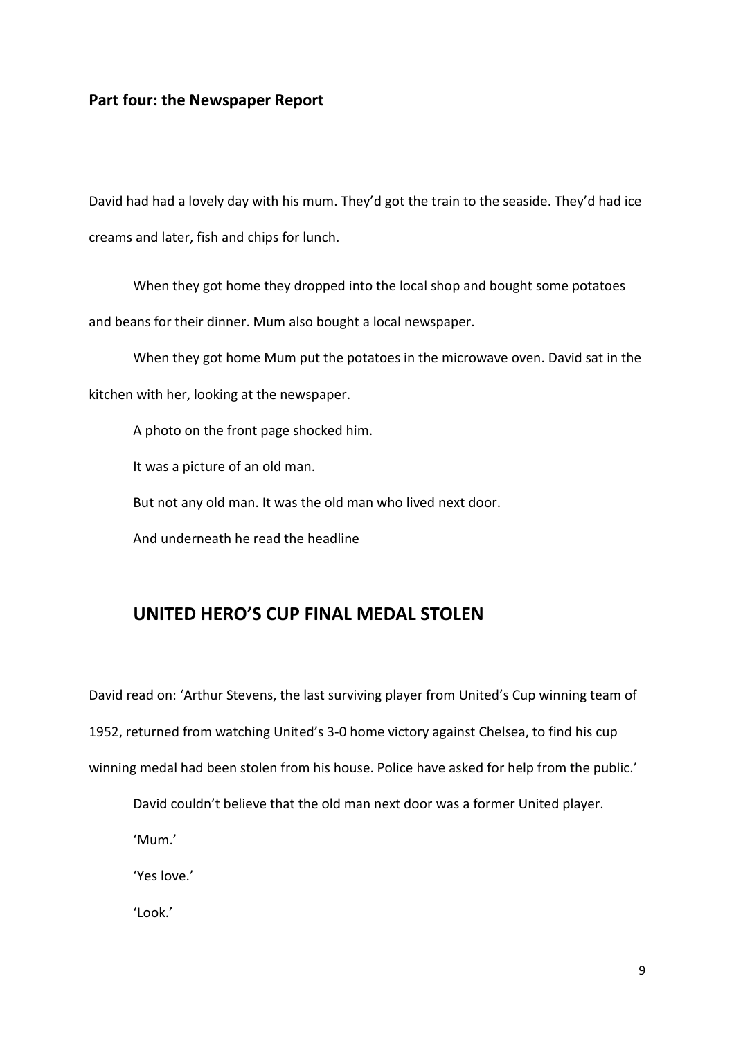## Part four: the Newspaper Report

David had had a lovely day with his mum. They'd got the train to the seaside. They'd had ice creams and later, fish and chips for lunch.

When they got home they dropped into the local shop and bought some potatoes and beans for their dinner. Mum also bought a local newspaper.

When they got home Mum put the potatoes in the microwave oven. David sat in the kitchen with her, looking at the newspaper.

A photo on the front page shocked him.

It was a picture of an old man.

But not any old man. It was the old man who lived next door.

And underneath he read the headline

### UNITED HERO'S CUP FINAL MEDAL STOLEN

David read on: 'Arthur Stevens, the last surviving player from United's Cup winning team of 1952, returned from watching United's 3-0 home victory against Chelsea, to find his cup winning medal had been stolen from his house. Police have asked for help from the public.'

David couldn't believe that the old man next door was a former United player.

'Mum.'

'Yes love.'

'Look.'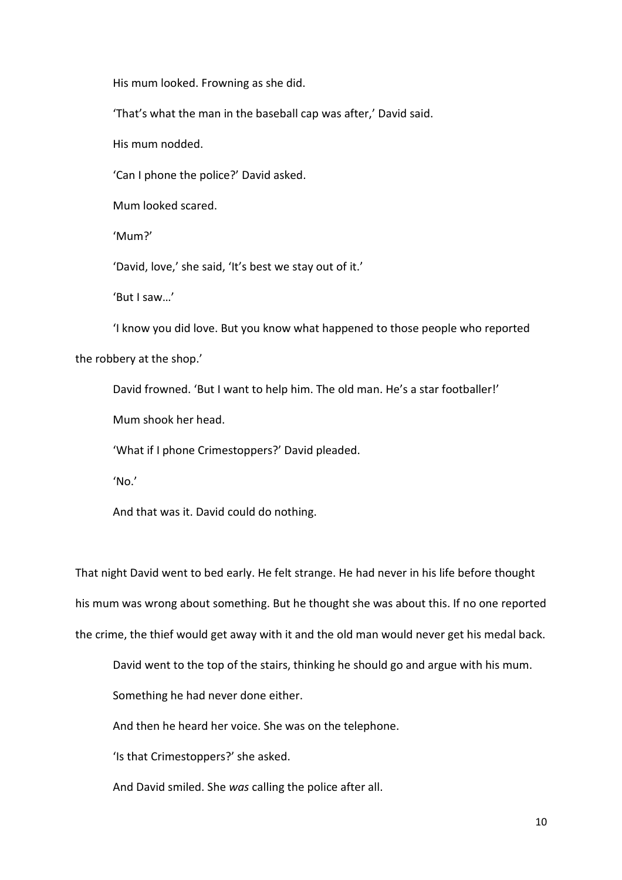His mum looked. Frowning as she did.

'That's what the man in the baseball cap was after,' David said.

His mum nodded.

'Can I phone the police?' David asked.

Mum looked scared.

'Mum?'

'David, love,' she said, 'It's best we stay out of it.'

'But I saw…'

'I know you did love. But you know what happened to those people who reported the robbery at the shop.'

David frowned. 'But I want to help him. The old man. He's a star footballer!'

Mum shook her head.

'What if I phone Crimestoppers?' David pleaded.

'No.'

And that was it. David could do nothing.

That night David went to bed early. He felt strange. He had never in his life before thought his mum was wrong about something. But he thought she was about this. If no one reported the crime, the thief would get away with it and the old man would never get his medal back.

David went to the top of the stairs, thinking he should go and argue with his mum.

Something he had never done either.

And then he heard her voice. She was on the telephone.

'Is that Crimestoppers?' she asked.

And David smiled. She *was* calling the police after all.